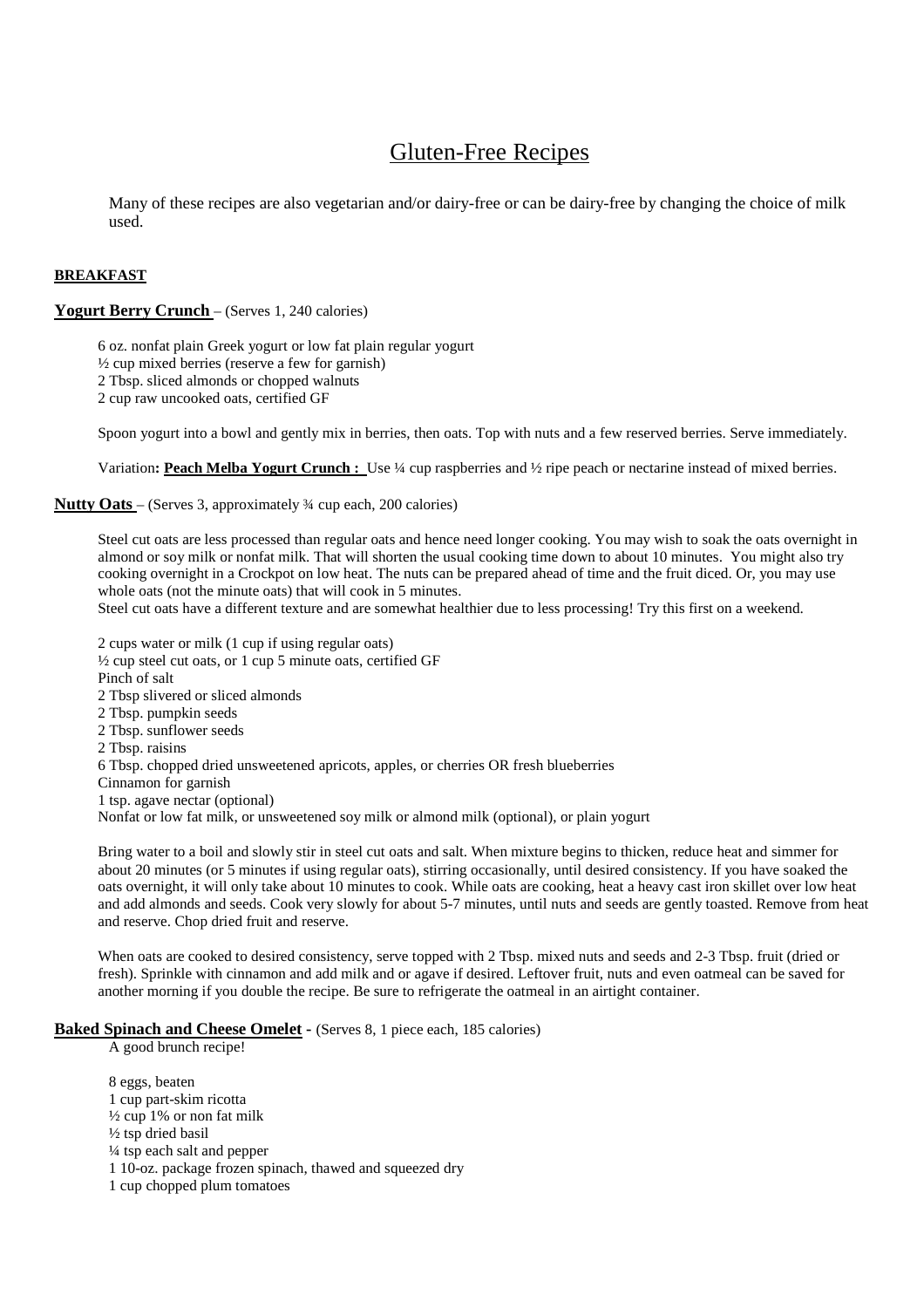# Gluten-Free Recipes

Many of these recipes are also vegetarian and/or dairy-free or can be dairy-free by changing the choice of milk used.

## BREAKFAST

### Yogurt Berry Crunch – (Serves 1, 240 calories)

6 oz. nonfat plain Greek yogurt or low fat plain regular yogurt
½ cup mixed berries (reserve a few for garnish)
2 Tbsp. sliced almonds or chopped walnuts
2 cup raw uncooked oats, certified GF

Spoon yogurt into a bowl and gently mix in berries, then oats. Top with nuts and a few reserved berries. Serve immediately.

Variation**: Peach Melba Yogurt Crunch :** Use ¼ cup raspberries and ½ ripe peach or nectarine instead of mixed berries.

### Nutty Oats – (Serves 3, approximately ¾ cup each, 200 calories)

Steel cut oats are less processed than regular oats and hence need longer cooking. You may wish to soak the oats overnight in almond or soy milk or nonfat milk. That will shorten the usual cooking time down to about 10 minutes. You might also try cooking overnight in a Crockpot on low heat. The nuts can be prepared ahead of time and the fruit diced. Or, you may use whole oats (not the minute oats) that will cook in 5 minutes.
Steel cut oats have a different texture and are somewhat healthier due to less processing! Try this first on a weekend.

2 cups water or milk (1 cup if using regular oats)
½ cup steel cut oats, or 1 cup 5 minute oats, certified GF
Pinch of salt
2 Tbsp slivered or sliced almonds
2 Tbsp. pumpkin seeds
2 Tbsp. sunflower seeds
2 Tbsp. raisins
6 Tbsp. chopped dried unsweetened apricots, apples, or cherries OR fresh blueberries
Cinnamon for garnish
1 tsp. agave nectar (optional)
Nonfat or low fat milk, or unsweetened soy milk or almond milk (optional), or plain yogurt

Bring water to a boil and slowly stir in steel cut oats and salt. When mixture begins to thicken, reduce heat and simmer for about 20 minutes (or 5 minutes if using regular oats), stirring occasionally, until desired consistency. If you have soaked the oats overnight, it will only take about 10 minutes to cook. While oats are cooking, heat a heavy cast iron skillet over low heat and add almonds and seeds. Cook very slowly for about 5-7 minutes, until nuts and seeds are gently toasted. Remove from heat and reserve. Chop dried fruit and reserve.

When oats are cooked to desired consistency, serve topped with 2 Tbsp. mixed nuts and seeds and 2-3 Tbsp. fruit (dried or fresh). Sprinkle with cinnamon and add milk and or agave if desired. Leftover fruit, nuts and even oatmeal can be saved for another morning if you double the recipe. Be sure to refrigerate the oatmeal in an airtight container.

### Baked Spinach and Cheese Omelet - (Serves 8, 1 piece each, 185 calories)

A good brunch recipe!

8 eggs, beaten
1 cup part-skim ricotta
½ cup 1% or non fat milk
½ tsp dried basil
¼ tsp each salt and pepper
1 10-oz. package frozen spinach, thawed and squeezed dry
1 cup chopped plum tomatoes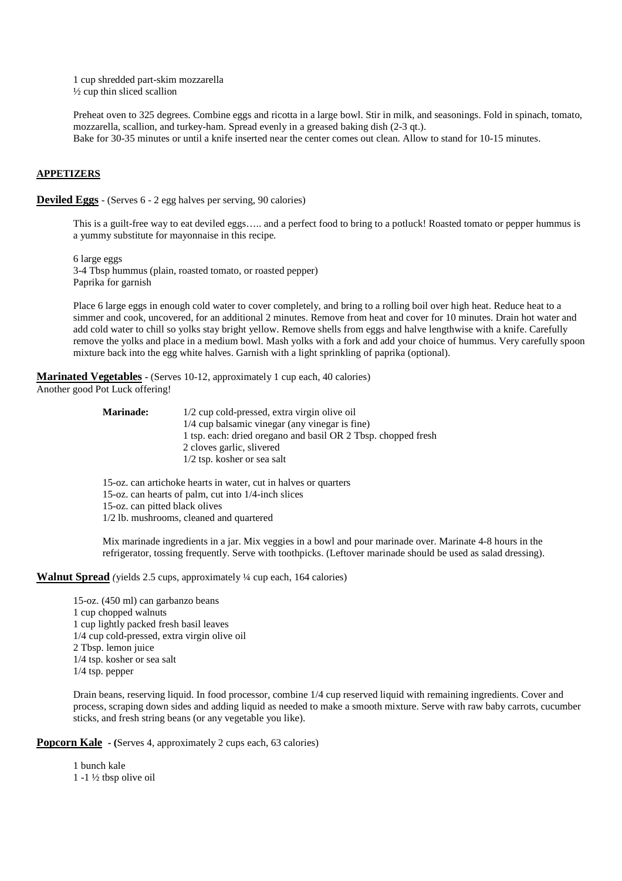1 cup shredded part-skim mozzarella
½ cup thin sliced scallion

Preheat oven to 325 degrees. Combine eggs and ricotta in a large bowl. Stir in milk, and seasonings. Fold in spinach, tomato, mozzarella, scallion, and turkey-ham. Spread evenly in a greased baking dish (2-3 qt.).
Bake for 30-35 minutes or until a knife inserted near the center comes out clean. Allow to stand for 10-15 minutes.

## APPETIZERS

**Deviled Eggs** - (Serves 6 - 2 egg halves per serving, 90 calories)

This is a guilt-free way to eat deviled eggs….. and a perfect food to bring to a potluck! Roasted tomato or pepper hummus is a yummy substitute for mayonnaise in this recipe.

6 large eggs
3-4 Tbsp hummus (plain, roasted tomato, or roasted pepper)
Paprika for garnish

Place 6 large eggs in enough cold water to cover completely, and bring to a rolling boil over high heat. Reduce heat to a simmer and cook, uncovered, for an additional 2 minutes. Remove from heat and cover for 10 minutes. Drain hot water and add cold water to chill so yolks stay bright yellow. Remove shells from eggs and halve lengthwise with a knife. Carefully remove the yolks and place in a medium bowl. Mash yolks with a fork and add your choice of hummus. Very carefully spoon mixture back into the egg white halves. Garnish with a light sprinkling of paprika (optional).

**Marinated Vegetables** - (Serves 10-12, approximately 1 cup each, 40 calories)
Another good Pot Luck offering!

**Marinade:**
1/2 cup cold-pressed, extra virgin olive oil
1/4 cup balsamic vinegar (any vinegar is fine)
1 tsp. each: dried oregano and basil OR 2 Tbsp. chopped fresh
2 cloves garlic, slivered
1/2 tsp. kosher or sea salt

15-oz. can artichoke hearts in water, cut in halves or quarters
15-oz. can hearts of palm, cut into 1/4-inch slices
15-oz. can pitted black olives
1/2 lb. mushrooms, cleaned and quartered

Mix marinade ingredients in a jar. Mix veggies in a bowl and pour marinade over. Marinate 4-8 hours in the refrigerator, tossing frequently. Serve with toothpicks. (Leftover marinade should be used as salad dressing).

**Walnut Spread** *(*yields 2.5 cups, approximately ¼ cup each, 164 calories)

15-oz. (450 ml) can garbanzo beans
1 cup chopped walnuts
1 cup lightly packed fresh basil leaves
1/4 cup cold-pressed, extra virgin olive oil
2 Tbsp. lemon juice
1/4 tsp. kosher or sea salt
1/4 tsp. pepper

Drain beans, reserving liquid. In food processor, combine 1/4 cup reserved liquid with remaining ingredients. Cover and process, scraping down sides and adding liquid as needed to make a smooth mixture. Serve with raw baby carrots, cucumber sticks, and fresh string beans (or any vegetable you like).

**Popcorn Kale** - (Serves 4, approximately 2 cups each, 63 calories)

1 bunch kale
1 -1 ½ tbsp olive oil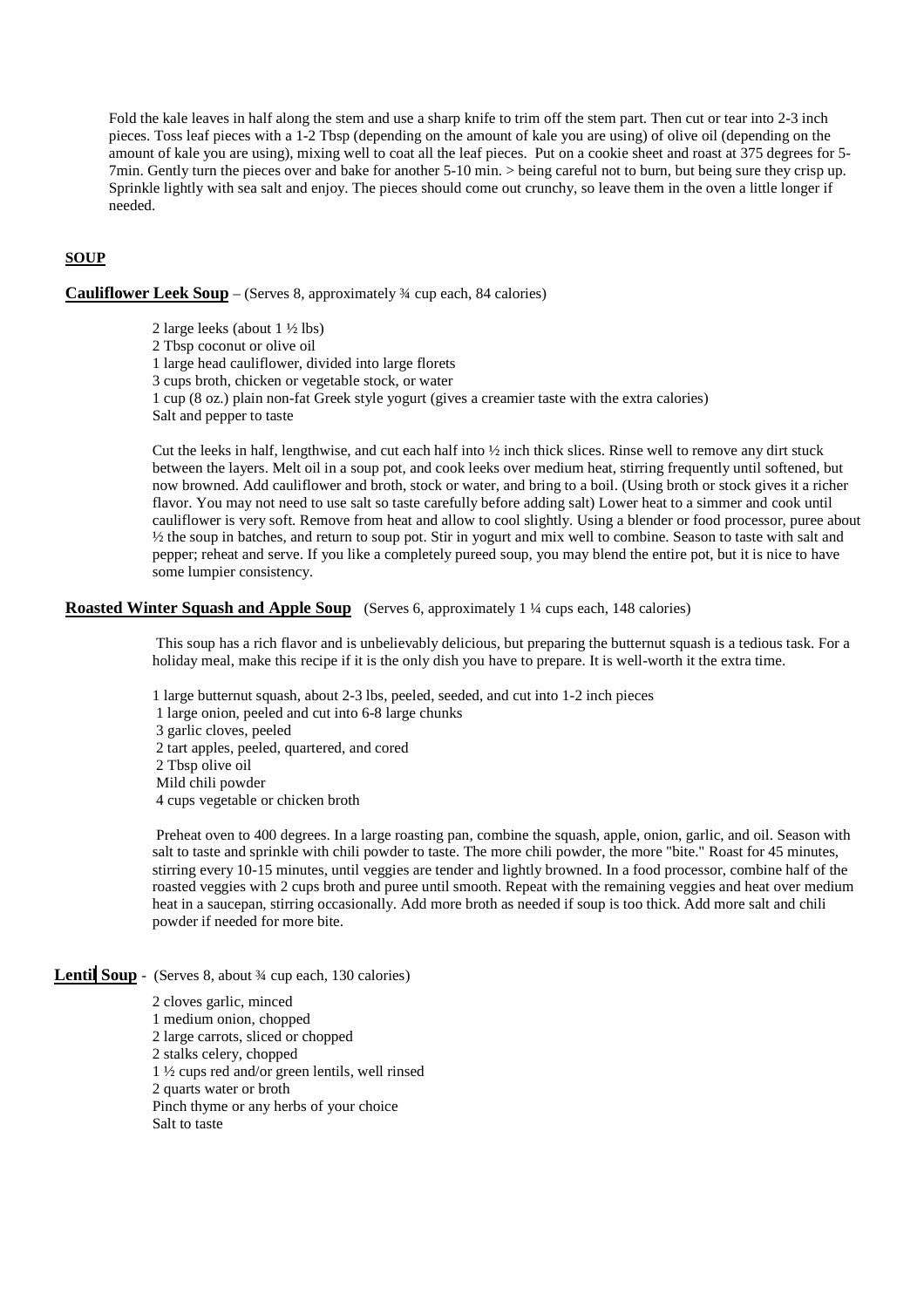Fold the kale leaves in half along the stem and use a sharp knife to trim off the stem part. Then cut or tear into 2-3 inch pieces. Toss leaf pieces with a 1-2 Tbsp (depending on the amount of kale you are using) of olive oil (depending on the amount of kale you are using), mixing well to coat all the leaf pieces. Put on a cookie sheet and roast at 375 degrees for 5-7min. Gently turn the pieces over and bake for another 5-10 min. > being careful not to burn, but being sure they crisp up. Sprinkle lightly with sea salt and enjoy. The pieces should come out crunchy, so leave them in the oven a little longer if needed.

## SOUP

### Cauliflower Leek Soup – (Serves 8, approximately ¾ cup each, 84 calories)

2 large leeks (about 1 ½ lbs)
2 Tbsp coconut or olive oil
1 large head cauliflower, divided into large florets
3 cups broth, chicken or vegetable stock, or water
1 cup (8 oz.) plain non-fat Greek style yogurt (gives a creamier taste with the extra calories)
Salt and pepper to taste

Cut the leeks in half, lengthwise, and cut each half into ½ inch thick slices. Rinse well to remove any dirt stuck between the layers. Melt oil in a soup pot, and cook leeks over medium heat, stirring frequently until softened, but now browned. Add cauliflower and broth, stock or water, and bring to a boil. (Using broth or stock gives it a richer flavor. You may not need to use salt so taste carefully before adding salt) Lower heat to a simmer and cook until cauliflower is very soft. Remove from heat and allow to cool slightly. Using a blender or food processor, puree about ½ the soup in batches, and return to soup pot. Stir in yogurt and mix well to combine. Season to taste with salt and pepper; reheat and serve. If you like a completely pureed soup, you may blend the entire pot, but it is nice to have some lumpier consistency.

### Roasted Winter Squash and Apple Soup (Serves 6, approximately 1 ¼ cups each, 148 calories)

This soup has a rich flavor and is unbelievably delicious, but preparing the butternut squash is a tedious task. For a holiday meal, make this recipe if it is the only dish you have to prepare. It is well-worth it the extra time.

1 large butternut squash, about 2-3 lbs, peeled, seeded, and cut into 1-2 inch pieces
1 large onion, peeled and cut into 6-8 large chunks
3 garlic cloves, peeled
2 tart apples, peeled, quartered, and cored
2 Tbsp olive oil
Mild chili powder
4 cups vegetable or chicken broth

Preheat oven to 400 degrees. In a large roasting pan, combine the squash, apple, onion, garlic, and oil. Season with salt to taste and sprinkle with chili powder to taste. The more chili powder, the more "bite." Roast for 45 minutes, stirring every 10-15 minutes, until veggies are tender and lightly browned. In a food processor, combine half of the roasted veggies with 2 cups broth and puree until smooth. Repeat with the remaining veggies and heat over medium heat in a saucepan, stirring occasionally. Add more broth as needed if soup is too thick. Add more salt and chili powder if needed for more bite.

### Lentil Soup - (Serves 8, about ¾ cup each, 130 calories)

2 cloves garlic, minced
1 medium onion, chopped
2 large carrots, sliced or chopped
2 stalks celery, chopped
1 ½ cups red and/or green lentils, well rinsed
2 quarts water or broth
Pinch thyme or any herbs of your choice
Salt to taste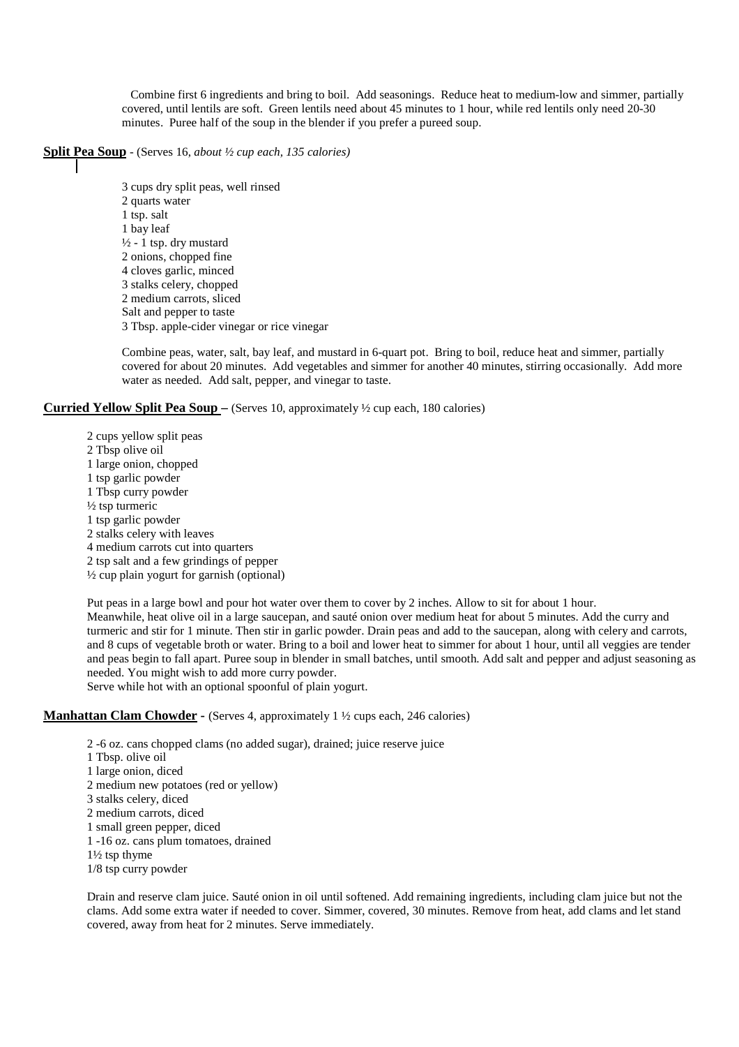Combine first 6 ingredients and bring to boil. Add seasonings. Reduce heat to medium-low and simmer, partially covered, until lentils are soft. Green lentils need about 45 minutes to 1 hour, while red lentils only need 20-30 minutes. Puree half of the soup in the blender if you prefer a pureed soup.

**Split Pea Soup** - (Serves 16, *about ½ cup each, 135 calories)*

3 cups dry split peas, well rinsed
2 quarts water
1 tsp. salt
1 bay leaf
½ - 1 tsp. dry mustard
2 onions, chopped fine
4 cloves garlic, minced
3 stalks celery, chopped
2 medium carrots, sliced
Salt and pepper to taste
3 Tbsp. apple-cider vinegar or rice vinegar

Combine peas, water, salt, bay leaf, and mustard in 6-quart pot. Bring to boil, reduce heat and simmer, partially covered for about 20 minutes. Add vegetables and simmer for another 40 minutes, stirring occasionally. Add more water as needed. Add salt, pepper, and vinegar to taste.

**Curried Yellow Split Pea Soup –** (Serves 10, approximately ½ cup each, 180 calories)

2 cups yellow split peas
2 Tbsp olive oil
1 large onion, chopped
1 tsp garlic powder
1 Tbsp curry powder
½ tsp turmeric
1 tsp garlic powder
2 stalks celery with leaves
4 medium carrots cut into quarters
2 tsp salt and a few grindings of pepper
½ cup plain yogurt for garnish (optional)

Put peas in a large bowl and pour hot water over them to cover by 2 inches. Allow to sit for about 1 hour.
Meanwhile, heat olive oil in a large saucepan, and sauté onion over medium heat for about 5 minutes. Add the curry and turmeric and stir for 1 minute. Then stir in garlic powder. Drain peas and add to the saucepan, along with celery and carrots, and 8 cups of vegetable broth or water. Bring to a boil and lower heat to simmer for about 1 hour, until all veggies are tender and peas begin to fall apart. Puree soup in blender in small batches, until smooth. Add salt and pepper and adjust seasoning as needed. You might wish to add more curry powder.
Serve while hot with an optional spoonful of plain yogurt.

**Manhattan Clam Chowder -** (Serves 4, approximately 1 ½ cups each, 246 calories)

2 -6 oz. cans chopped clams (no added sugar), drained; juice reserve juice
1 Tbsp. olive oil
1 large onion, diced
2 medium new potatoes (red or yellow)
3 stalks celery, diced
2 medium carrots, diced
1 small green pepper, diced
1 -16 oz. cans plum tomatoes, drained
1½ tsp thyme
1/8 tsp curry powder

Drain and reserve clam juice. Sauté onion in oil until softened. Add remaining ingredients, including clam juice but not the clams. Add some extra water if needed to cover. Simmer, covered, 30 minutes. Remove from heat, add clams and let stand covered, away from heat for 2 minutes. Serve immediately.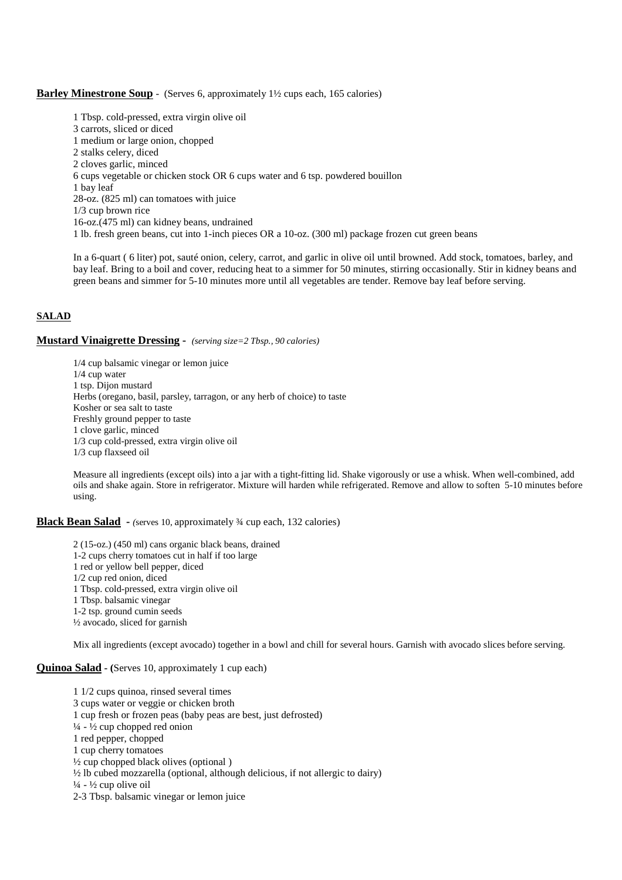**Barley Minestrone Soup** - (Serves 6, approximately 1½ cups each, 165 calories)

1 Tbsp. cold-pressed, extra virgin olive oil
3 carrots, sliced or diced
1 medium or large onion, chopped
2 stalks celery, diced
2 cloves garlic, minced
6 cups vegetable or chicken stock OR 6 cups water and 6 tsp. powdered bouillon
1 bay leaf
28-oz. (825 ml) can tomatoes with juice
1/3 cup brown rice
16-oz.(475 ml) can kidney beans, undrained
1 lb. fresh green beans, cut into 1-inch pieces OR a 10-oz. (300 ml) package frozen cut green beans

In a 6-quart ( 6 liter) pot, sauté onion, celery, carrot, and garlic in olive oil until browned. Add stock, tomatoes, barley, and bay leaf. Bring to a boil and cover, reducing heat to a simmer for 50 minutes, stirring occasionally. Stir in kidney beans and green beans and simmer for 5-10 minutes more until all vegetables are tender. Remove bay leaf before serving.

## SALAD

**Mustard Vinaigrette Dressing** - *(serving size=2 Tbsp., 90 calories)*

1/4 cup balsamic vinegar or lemon juice
1/4 cup water
1 tsp. Dijon mustard
Herbs (oregano, basil, parsley, tarragon, or any herb of choice) to taste
Kosher or sea salt to taste
Freshly ground pepper to taste
1 clove garlic, minced
1/3 cup cold-pressed, extra virgin olive oil
1/3 cup flaxseed oil

Measure all ingredients (except oils) into a jar with a tight-fitting lid. Shake vigorously or use a whisk. When well-combined, add oils and shake again. Store in refrigerator. Mixture will harden while refrigerated. Remove and allow to soften 5-10 minutes before using.

**Black Bean Salad** - (serves 10, approximately ¾ cup each, 132 calories)

2 (15-oz.) (450 ml) cans organic black beans, drained
1-2 cups cherry tomatoes cut in half if too large
1 red or yellow bell pepper, diced
1/2 cup red onion, diced
1 Tbsp. cold-pressed, extra virgin olive oil
1 Tbsp. balsamic vinegar
1-2 tsp. ground cumin seeds
½ avocado, sliced for garnish

Mix all ingredients (except avocado) together in a bowl and chill for several hours. Garnish with avocado slices before serving.

**Quinoa Salad** - (Serves 10, approximately 1 cup each)

1 1/2 cups quinoa, rinsed several times
3 cups water or veggie or chicken broth
1 cup fresh or frozen peas (baby peas are best, just defrosted)
¼ - ½ cup chopped red onion
1 red pepper, chopped
1 cup cherry tomatoes
½ cup chopped black olives (optional )
½ lb cubed mozzarella (optional, although delicious, if not allergic to dairy)
¼ - ½ cup olive oil
2-3 Tbsp. balsamic vinegar or lemon juice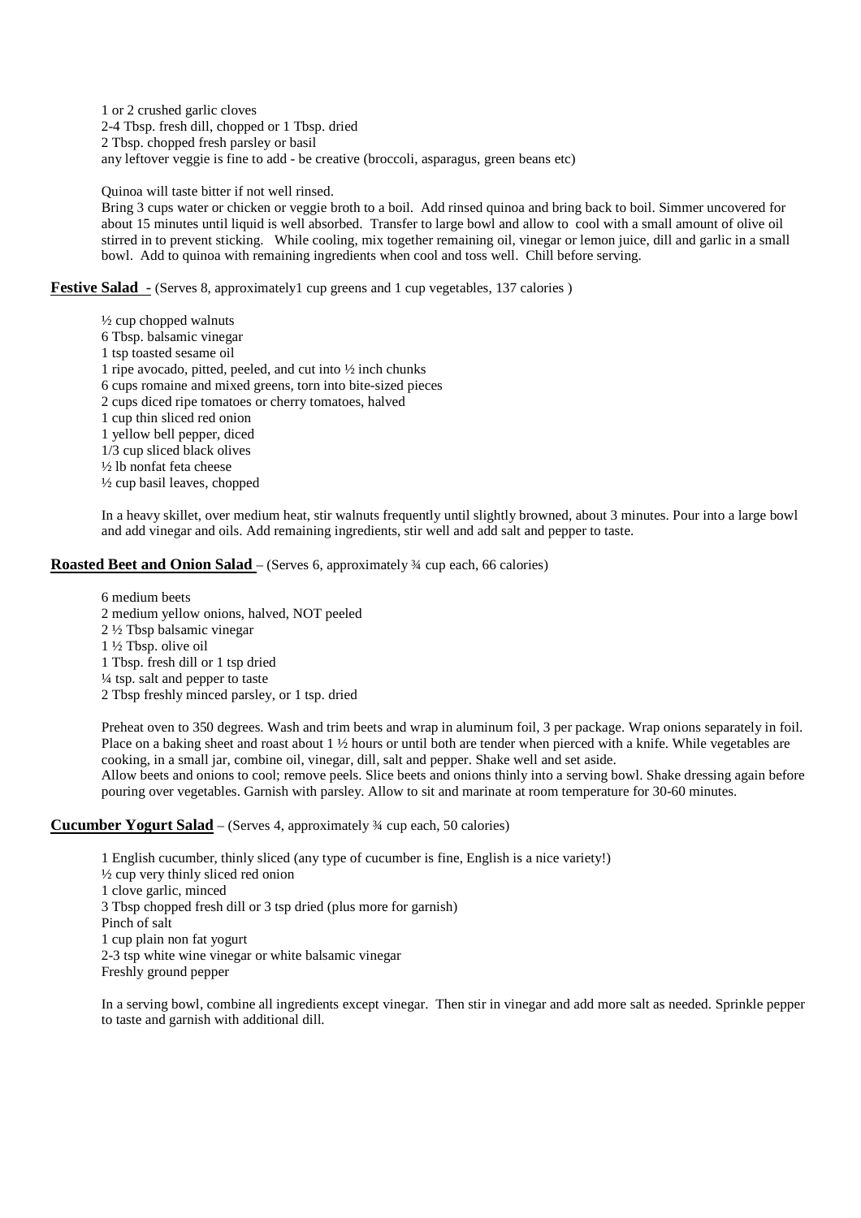1 or 2 crushed garlic cloves
2-4 Tbsp. fresh dill, chopped or 1 Tbsp. dried
2 Tbsp. chopped fresh parsley or basil
any leftover veggie is fine to add - be creative (broccoli, asparagus, green beans etc)

Quinoa will taste bitter if not well rinsed.
Bring 3 cups water or chicken or veggie broth to a boil. Add rinsed quinoa and bring back to boil. Simmer uncovered for about 15 minutes until liquid is well absorbed. Transfer to large bowl and allow to cool with a small amount of olive oil stirred in to prevent sticking. While cooling, mix together remaining oil, vinegar or lemon juice, dill and garlic in a small bowl. Add to quinoa with remaining ingredients when cool and toss well. Chill before serving.

**Festive Salad** - (Serves 8, approximately1 cup greens and 1 cup vegetables, 137 calories )

½ cup chopped walnuts
6 Tbsp. balsamic vinegar
1 tsp toasted sesame oil
1 ripe avocado, pitted, peeled, and cut into ½ inch chunks
6 cups romaine and mixed greens, torn into bite-sized pieces
2 cups diced ripe tomatoes or cherry tomatoes, halved
1 cup thin sliced red onion
1 yellow bell pepper, diced
1/3 cup sliced black olives
½ lb nonfat feta cheese
½ cup basil leaves, chopped

In a heavy skillet, over medium heat, stir walnuts frequently until slightly browned, about 3 minutes. Pour into a large bowl and add vinegar and oils. Add remaining ingredients, stir well and add salt and pepper to taste.

**Roasted Beet and Onion Salad** – (Serves 6, approximately ¾ cup each, 66 calories)

6 medium beets
2 medium yellow onions, halved, NOT peeled
2 ½ Tbsp balsamic vinegar
1 ½ Tbsp. olive oil
1 Tbsp. fresh dill or 1 tsp dried
¼ tsp. salt and pepper to taste
2 Tbsp freshly minced parsley, or 1 tsp. dried

Preheat oven to 350 degrees. Wash and trim beets and wrap in aluminum foil, 3 per package. Wrap onions separately in foil. Place on a baking sheet and roast about 1 ½ hours or until both are tender when pierced with a knife. While vegetables are cooking, in a small jar, combine oil, vinegar, dill, salt and pepper. Shake well and set aside.
Allow beets and onions to cool; remove peels. Slice beets and onions thinly into a serving bowl. Shake dressing again before pouring over vegetables. Garnish with parsley. Allow to sit and marinate at room temperature for 30-60 minutes.

**Cucumber Yogurt Salad** – (Serves 4, approximately ¾ cup each, 50 calories)

1 English cucumber, thinly sliced (any type of cucumber is fine, English is a nice variety!)
½ cup very thinly sliced red onion
1 clove garlic, minced
3 Tbsp chopped fresh dill or 3 tsp dried (plus more for garnish)
Pinch of salt
1 cup plain non fat yogurt
2-3 tsp white wine vinegar or white balsamic vinegar
Freshly ground pepper

In a serving bowl, combine all ingredients except vinegar. Then stir in vinegar and add more salt as needed. Sprinkle pepper to taste and garnish with additional dill.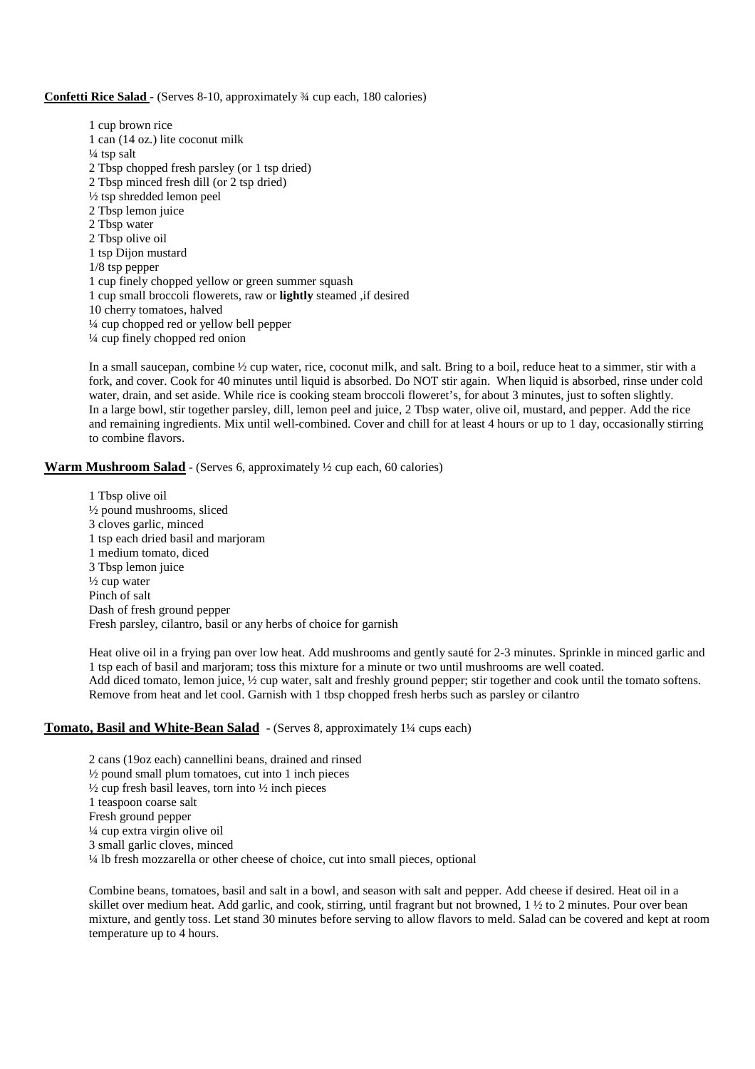**Confetti Rice Salad** - (Serves 8-10, approximately ¾ cup each, 180 calories)

1 cup brown rice
1 can (14 oz.) lite coconut milk
¼ tsp salt
2 Tbsp chopped fresh parsley (or 1 tsp dried)
2 Tbsp minced fresh dill (or 2 tsp dried)
½ tsp shredded lemon peel
2 Tbsp lemon juice
2 Tbsp water
2 Tbsp olive oil
1 tsp Dijon mustard
1/8 tsp pepper
1 cup finely chopped yellow or green summer squash
1 cup small broccoli flowerets, raw or **lightly** steamed ,if desired
10 cherry tomatoes, halved
¼ cup chopped red or yellow bell pepper
¼ cup finely chopped red onion

In a small saucepan, combine ½ cup water, rice, coconut milk, and salt. Bring to a boil, reduce heat to a simmer, stir with a fork, and cover. Cook for 40 minutes until liquid is absorbed. Do NOT stir again. When liquid is absorbed, rinse under cold water, drain, and set aside. While rice is cooking steam broccoli floweret's, for about 3 minutes, just to soften slightly.
In a large bowl, stir together parsley, dill, lemon peel and juice, 2 Tbsp water, olive oil, mustard, and pepper. Add the rice and remaining ingredients. Mix until well-combined. Cover and chill for at least 4 hours or up to 1 day, occasionally stirring to combine flavors.

**Warm Mushroom Salad** - (Serves 6, approximately ½ cup each, 60 calories)

1 Tbsp olive oil
½ pound mushrooms, sliced
3 cloves garlic, minced
1 tsp each dried basil and marjoram
1 medium tomato, diced
3 Tbsp lemon juice
½ cup water
Pinch of salt
Dash of fresh ground pepper
Fresh parsley, cilantro, basil or any herbs of choice for garnish

Heat olive oil in a frying pan over low heat. Add mushrooms and gently sauté for 2-3 minutes. Sprinkle in minced garlic and 1 tsp each of basil and marjoram; toss this mixture for a minute or two until mushrooms are well coated.
Add diced tomato, lemon juice, ½ cup water, salt and freshly ground pepper; stir together and cook until the tomato softens. Remove from heat and let cool. Garnish with 1 tbsp chopped fresh herbs such as parsley or cilantro

**Tomato, Basil and White-Bean Salad** - (Serves 8, approximately 1¼ cups each)

2 cans (19oz each) cannellini beans, drained and rinsed
½ pound small plum tomatoes, cut into 1 inch pieces
½ cup fresh basil leaves, torn into ½ inch pieces
1 teaspoon coarse salt
Fresh ground pepper
¼ cup extra virgin olive oil
3 small garlic cloves, minced
¼ lb fresh mozzarella or other cheese of choice, cut into small pieces, optional

Combine beans, tomatoes, basil and salt in a bowl, and season with salt and pepper. Add cheese if desired. Heat oil in a skillet over medium heat. Add garlic, and cook, stirring, until fragrant but not browned, 1 ½ to 2 minutes. Pour over bean mixture, and gently toss. Let stand 30 minutes before serving to allow flavors to meld. Salad can be covered and kept at room temperature up to 4 hours.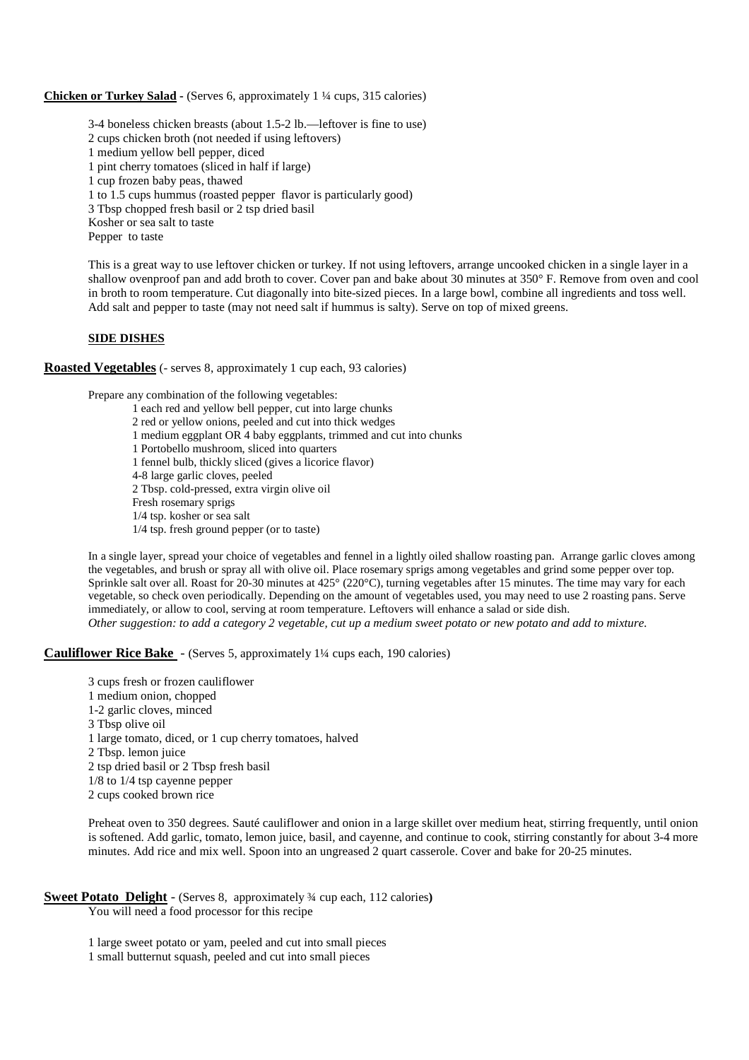**Chicken or Turkey Salad** - (Serves 6, approximately 1 ¼ cups, 315 calories)

3-4 boneless chicken breasts (about 1.5-2 lb.—leftover is fine to use)
2 cups chicken broth (not needed if using leftovers)
1 medium yellow bell pepper, diced
1 pint cherry tomatoes (sliced in half if large)
1 cup frozen baby peas, thawed
1 to 1.5 cups hummus (roasted pepper flavor is particularly good)
3 Tbsp chopped fresh basil or 2 tsp dried basil
Kosher or sea salt to taste
Pepper to taste

This is a great way to use leftover chicken or turkey. If not using leftovers, arrange uncooked chicken in a single layer in a shallow ovenproof pan and add broth to cover. Cover pan and bake about 30 minutes at 350° F. Remove from oven and cool in broth to room temperature. Cut diagonally into bite-sized pieces. In a large bowl, combine all ingredients and toss well. Add salt and pepper to taste (may not need salt if hummus is salty). Serve on top of mixed greens.

## SIDE DISHES

**Roasted Vegetables** (- serves 8, approximately 1 cup each, 93 calories)

Prepare any combination of the following vegetables:

1 each red and yellow bell pepper, cut into large chunks
2 red or yellow onions, peeled and cut into thick wedges
1 medium eggplant OR 4 baby eggplants, trimmed and cut into chunks
1 Portobello mushroom, sliced into quarters
1 fennel bulb, thickly sliced (gives a licorice flavor)
4-8 large garlic cloves, peeled
2 Tbsp. cold-pressed, extra virgin olive oil
Fresh rosemary sprigs
1/4 tsp. kosher or sea salt
1/4 tsp. fresh ground pepper (or to taste)

In a single layer, spread your choice of vegetables and fennel in a lightly oiled shallow roasting pan. Arrange garlic cloves among the vegetables, and brush or spray all with olive oil. Place rosemary sprigs among vegetables and grind some pepper over top. Sprinkle salt over all. Roast for 20-30 minutes at 425° (220°C), turning vegetables after 15 minutes. The time may vary for each vegetable, so check oven periodically. Depending on the amount of vegetables used, you may need to use 2 roasting pans. Serve immediately, or allow to cool, serving at room temperature. Leftovers will enhance a salad or side dish.
*Other suggestion: to add a category 2 vegetable, cut up a medium sweet potato or new potato and add to mixture.*

**Cauliflower Rice Bake** - (Serves 5, approximately 1¼ cups each, 190 calories)

3 cups fresh or frozen cauliflower
1 medium onion, chopped
1-2 garlic cloves, minced
3 Tbsp olive oil
1 large tomato, diced, or 1 cup cherry tomatoes, halved
2 Tbsp. lemon juice
2 tsp dried basil or 2 Tbsp fresh basil
1/8 to 1/4 tsp cayenne pepper
2 cups cooked brown rice

Preheat oven to 350 degrees. Sauté cauliflower and onion in a large skillet over medium heat, stirring frequently, until onion is softened. Add garlic, tomato, lemon juice, basil, and cayenne, and continue to cook, stirring constantly for about 3-4 more minutes. Add rice and mix well. Spoon into an ungreased 2 quart casserole. Cover and bake for 20-25 minutes.

**Sweet Potato Delight** - (Serves 8, approximately ¾ cup each, 112 calories**)**
You will need a food processor for this recipe

1 large sweet potato or yam, peeled and cut into small pieces
1 small butternut squash, peeled and cut into small pieces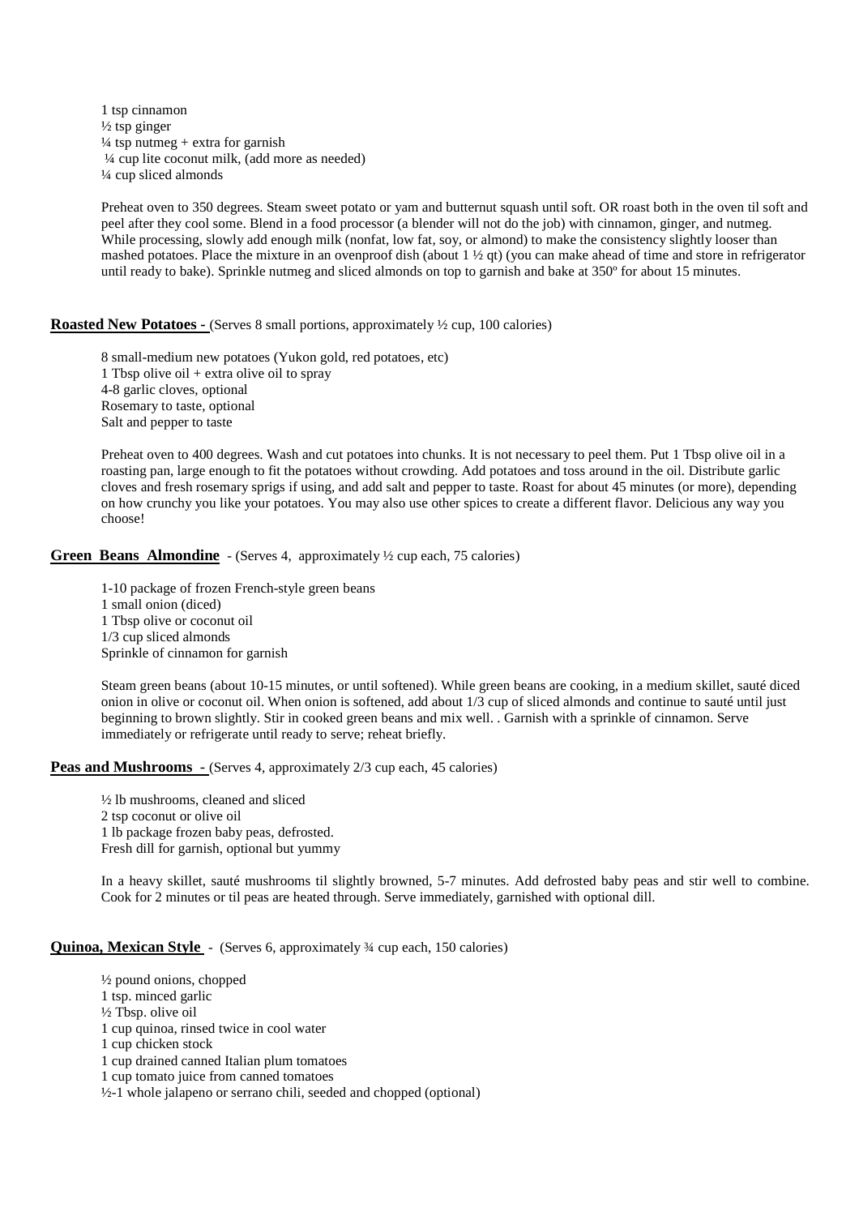1 tsp cinnamon
½ tsp ginger
¼ tsp nutmeg + extra for garnish
¼ cup lite coconut milk, (add more as needed)
¼ cup sliced almonds

Preheat oven to 350 degrees. Steam sweet potato or yam and butternut squash until soft. OR roast both in the oven til soft and peel after they cool some. Blend in a food processor (a blender will not do the job) with cinnamon, ginger, and nutmeg. While processing, slowly add enough milk (nonfat, low fat, soy, or almond) to make the consistency slightly looser than mashed potatoes. Place the mixture in an ovenproof dish (about 1 ½ qt) (you can make ahead of time and store in refrigerator until ready to bake). Sprinkle nutmeg and sliced almonds on top to garnish and bake at 350º for about 15 minutes.

**Roasted New Potatoes -** (Serves 8 small portions, approximately ½ cup, 100 calories)

8 small-medium new potatoes (Yukon gold, red potatoes, etc)
1 Tbsp olive oil + extra olive oil to spray
4-8 garlic cloves, optional
Rosemary to taste, optional
Salt and pepper to taste

Preheat oven to 400 degrees. Wash and cut potatoes into chunks. It is not necessary to peel them. Put 1 Tbsp olive oil in a roasting pan, large enough to fit the potatoes without crowding. Add potatoes and toss around in the oil. Distribute garlic cloves and fresh rosemary sprigs if using, and add salt and pepper to taste. Roast for about 45 minutes (or more), depending on how crunchy you like your potatoes. You may also use other spices to create a different flavor. Delicious any way you choose!

**Green Beans Almondine** - (Serves 4, approximately ½ cup each, 75 calories)

1-10 package of frozen French-style green beans
1 small onion (diced)
1 Tbsp olive or coconut oil
1/3 cup sliced almonds
Sprinkle of cinnamon for garnish

Steam green beans (about 10-15 minutes, or until softened). While green beans are cooking, in a medium skillet, sauté diced onion in olive or coconut oil. When onion is softened, add about 1/3 cup of sliced almonds and continue to sauté until just beginning to brown slightly. Stir in cooked green beans and mix well. . Garnish with a sprinkle of cinnamon. Serve immediately or refrigerate until ready to serve; reheat briefly.

**Peas and Mushrooms** - (Serves 4, approximately 2/3 cup each, 45 calories)

½ lb mushrooms, cleaned and sliced
2 tsp coconut or olive oil
1 lb package frozen baby peas, defrosted.
Fresh dill for garnish, optional but yummy

In a heavy skillet, sauté mushrooms til slightly browned, 5-7 minutes. Add defrosted baby peas and stir well to combine. Cook for 2 minutes or til peas are heated through. Serve immediately, garnished with optional dill.

**Quinoa, Mexican Style** - (Serves 6, approximately ¾ cup each, 150 calories)

½ pound onions, chopped
1 tsp. minced garlic
½ Tbsp. olive oil
1 cup quinoa, rinsed twice in cool water
1 cup chicken stock
1 cup drained canned Italian plum tomatoes
1 cup tomato juice from canned tomatoes
½-1 whole jalapeno or serrano chili, seeded and chopped (optional)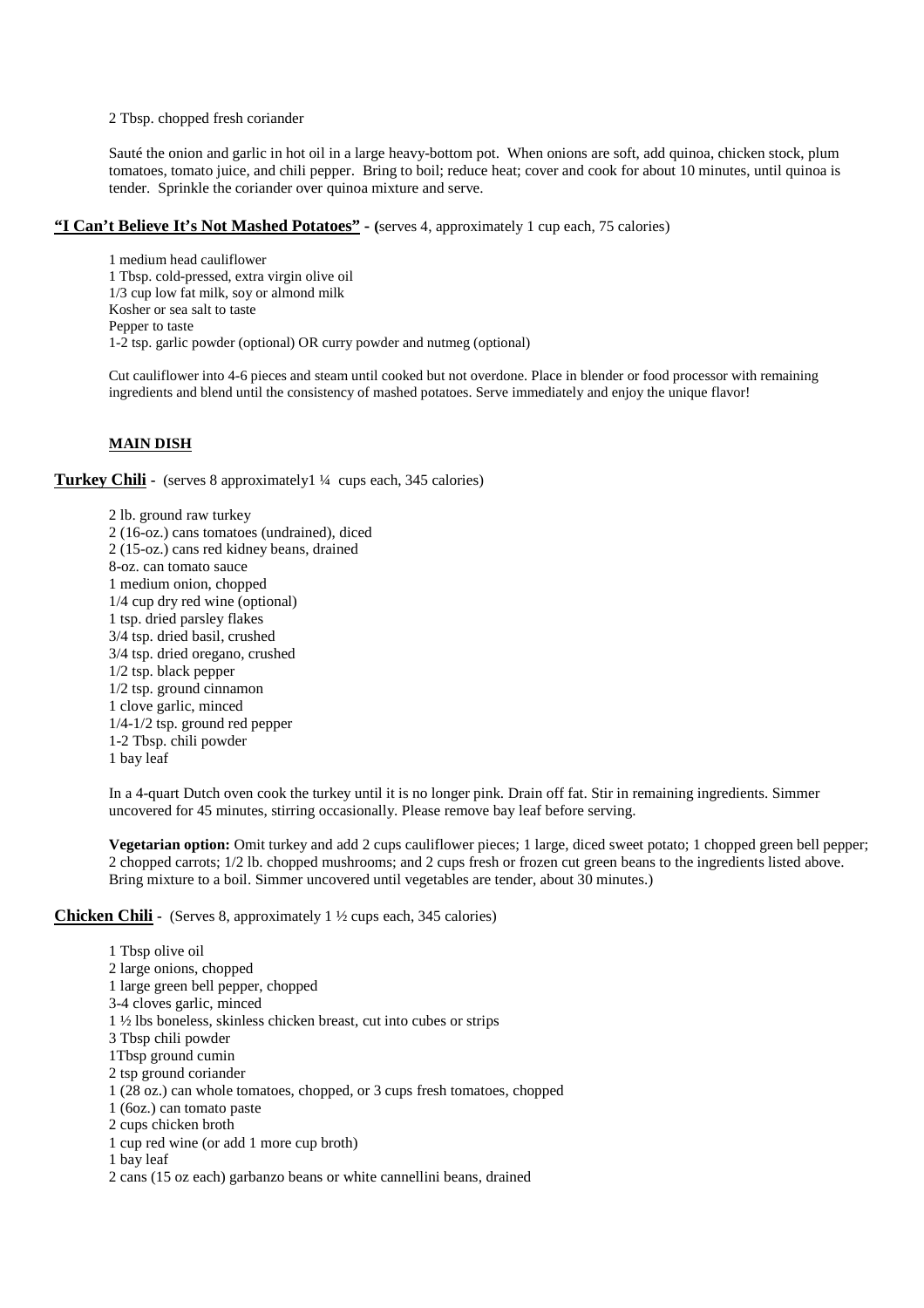2 Tbsp. chopped fresh coriander

Sauté the onion and garlic in hot oil in a large heavy-bottom pot. When onions are soft, add quinoa, chicken stock, plum tomatoes, tomato juice, and chili pepper. Bring to boil; reduce heat; cover and cook for about 10 minutes, until quinoa is tender. Sprinkle the coriander over quinoa mixture and serve.

**"I Can't Believe It's Not Mashed Potatoes"** - (serves 4, approximately 1 cup each, 75 calories)

1 medium head cauliflower
1 Tbsp. cold-pressed, extra virgin olive oil
1/3 cup low fat milk, soy or almond milk
Kosher or sea salt to taste
Pepper to taste
1-2 tsp. garlic powder (optional) OR curry powder and nutmeg (optional)

Cut cauliflower into 4-6 pieces and steam until cooked but not overdone. Place in blender or food processor with remaining ingredients and blend until the consistency of mashed potatoes. Serve immediately and enjoy the unique flavor!

## MAIN DISH

**Turkey Chili** - (serves 8 approximately1 ¼ cups each, 345 calories)

2 lb. ground raw turkey
2 (16-oz.) cans tomatoes (undrained), diced
2 (15-oz.) cans red kidney beans, drained
8-oz. can tomato sauce
1 medium onion, chopped
1/4 cup dry red wine (optional)
1 tsp. dried parsley flakes
3/4 tsp. dried basil, crushed
3/4 tsp. dried oregano, crushed
1/2 tsp. black pepper
1/2 tsp. ground cinnamon
1 clove garlic, minced
1/4-1/2 tsp. ground red pepper
1-2 Tbsp. chili powder
1 bay leaf

In a 4-quart Dutch oven cook the turkey until it is no longer pink. Drain off fat. Stir in remaining ingredients. Simmer uncovered for 45 minutes, stirring occasionally. Please remove bay leaf before serving.

**Vegetarian option:** Omit turkey and add 2 cups cauliflower pieces; 1 large, diced sweet potato; 1 chopped green bell pepper; 2 chopped carrots; 1/2 lb. chopped mushrooms; and 2 cups fresh or frozen cut green beans to the ingredients listed above. Bring mixture to a boil. Simmer uncovered until vegetables are tender, about 30 minutes.)

**Chicken Chili** - (Serves 8, approximately 1 ½ cups each, 345 calories)

1 Tbsp olive oil
2 large onions, chopped
1 large green bell pepper, chopped
3-4 cloves garlic, minced
1 ½ lbs boneless, skinless chicken breast, cut into cubes or strips
3 Tbsp chili powder
1Tbsp ground cumin
2 tsp ground coriander
1 (28 oz.) can whole tomatoes, chopped, or 3 cups fresh tomatoes, chopped
1 (6oz.) can tomato paste
2 cups chicken broth
1 cup red wine (or add 1 more cup broth)
1 bay leaf
2 cans (15 oz each) garbanzo beans or white cannellini beans, drained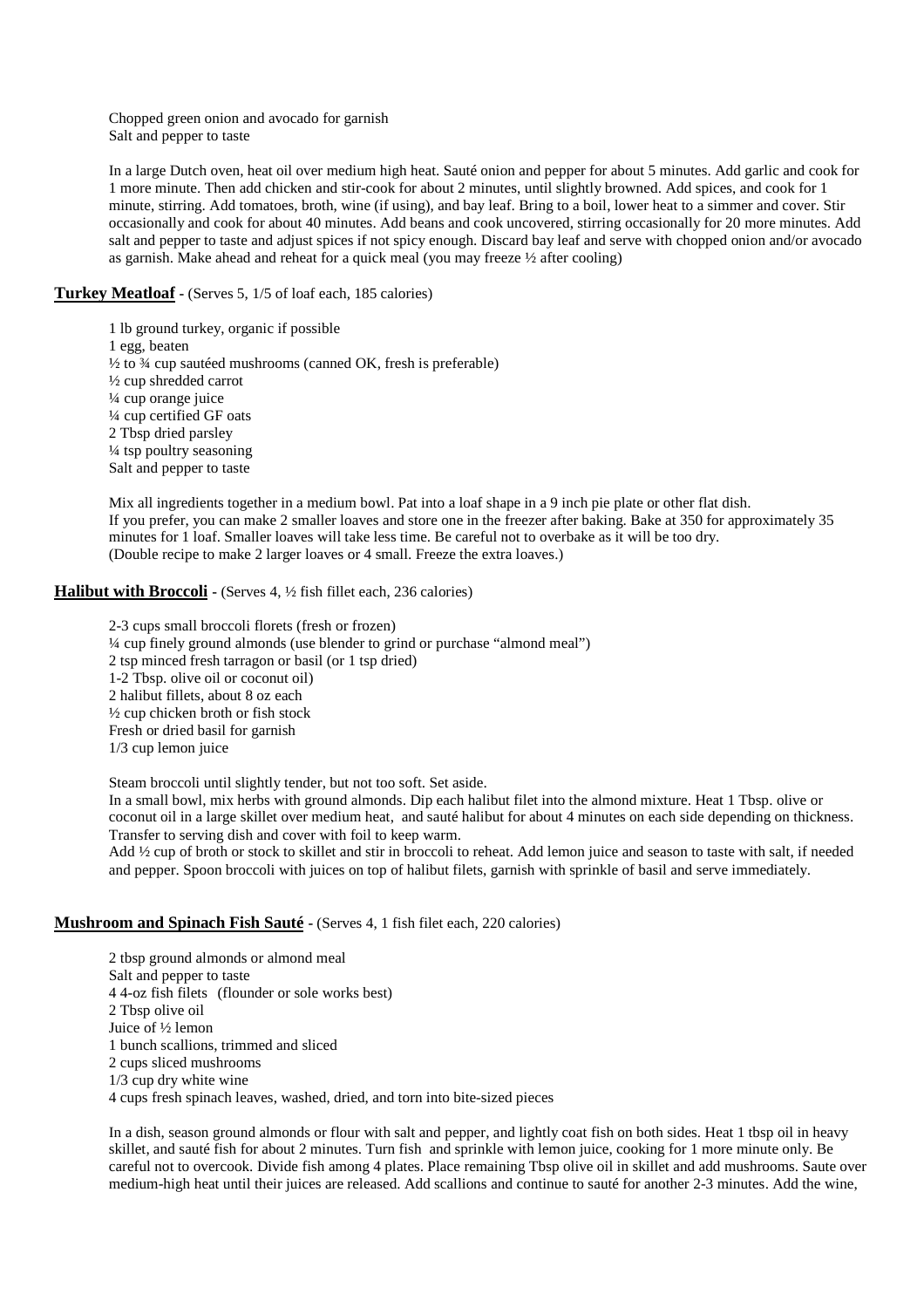Chopped green onion and avocado for garnish
Salt and pepper to taste

In a large Dutch oven, heat oil over medium high heat. Sauté onion and pepper for about 5 minutes. Add garlic and cook for 1 more minute. Then add chicken and stir-cook for about 2 minutes, until slightly browned. Add spices, and cook for 1 minute, stirring. Add tomatoes, broth, wine (if using), and bay leaf. Bring to a boil, lower heat to a simmer and cover. Stir occasionally and cook for about 40 minutes. Add beans and cook uncovered, stirring occasionally for 20 more minutes. Add salt and pepper to taste and adjust spices if not spicy enough. Discard bay leaf and serve with chopped onion and/or avocado as garnish. Make ahead and reheat for a quick meal (you may freeze ½ after cooling)

**Turkey Meatloaf** - (Serves 5, 1/5 of loaf each, 185 calories)

1 lb ground turkey, organic if possible
1 egg, beaten
½ to ¾ cup sautéed mushrooms (canned OK, fresh is preferable)
½ cup shredded carrot
¼ cup orange juice
¼ cup certified GF oats
2 Tbsp dried parsley
¼ tsp poultry seasoning
Salt and pepper to taste

Mix all ingredients together in a medium bowl. Pat into a loaf shape in a 9 inch pie plate or other flat dish.
If you prefer, you can make 2 smaller loaves and store one in the freezer after baking. Bake at 350 for approximately 35 minutes for 1 loaf. Smaller loaves will take less time. Be careful not to overbake as it will be too dry.
(Double recipe to make 2 larger loaves or 4 small. Freeze the extra loaves.)

**Halibut with Broccoli** - (Serves 4, ½ fish fillet each, 236 calories)

2-3 cups small broccoli florets (fresh or frozen)
¼ cup finely ground almonds (use blender to grind or purchase "almond meal")
2 tsp minced fresh tarragon or basil (or 1 tsp dried)
1-2 Tbsp. olive oil or coconut oil)
2 halibut fillets, about 8 oz each
½ cup chicken broth or fish stock
Fresh or dried basil for garnish
1/3 cup lemon juice

Steam broccoli until slightly tender, but not too soft. Set aside.
In a small bowl, mix herbs with ground almonds. Dip each halibut filet into the almond mixture. Heat 1 Tbsp. olive or coconut oil in a large skillet over medium heat, and sauté halibut for about 4 minutes on each side depending on thickness. Transfer to serving dish and cover with foil to keep warm.
Add ½ cup of broth or stock to skillet and stir in broccoli to reheat. Add lemon juice and season to taste with salt, if needed and pepper. Spoon broccoli with juices on top of halibut filets, garnish with sprinkle of basil and serve immediately.

**Mushroom and Spinach Fish Sauté** - (Serves 4, 1 fish filet each, 220 calories)

2 tbsp ground almonds or almond meal
Salt and pepper to taste
4 4-oz fish filets (flounder or sole works best)
2 Tbsp olive oil
Juice of ½ lemon
1 bunch scallions, trimmed and sliced
2 cups sliced mushrooms
1/3 cup dry white wine
4 cups fresh spinach leaves, washed, dried, and torn into bite-sized pieces

In a dish, season ground almonds or flour with salt and pepper, and lightly coat fish on both sides. Heat 1 tbsp oil in heavy skillet, and sauté fish for about 2 minutes. Turn fish and sprinkle with lemon juice, cooking for 1 more minute only. Be careful not to overcook. Divide fish among 4 plates. Place remaining Tbsp olive oil in skillet and add mushrooms. Saute over medium-high heat until their juices are released. Add scallions and continue to sauté for another 2-3 minutes. Add the wine,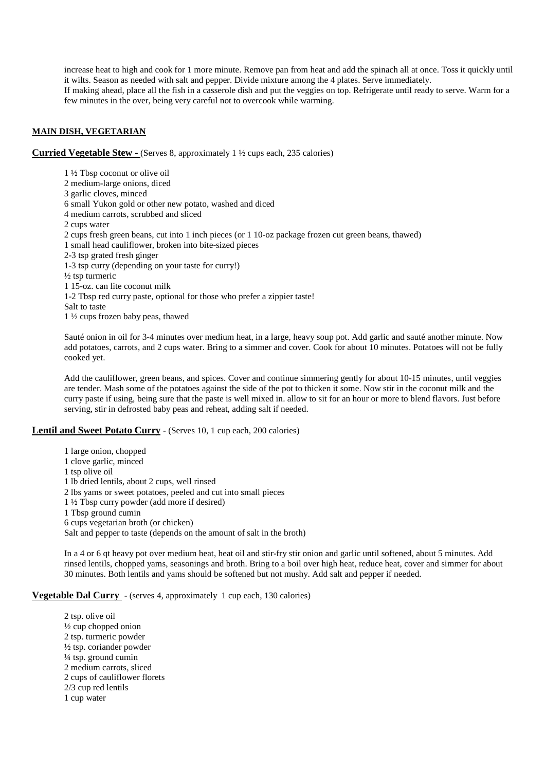increase heat to high and cook for 1 more minute. Remove pan from heat and add the spinach all at once. Toss it quickly until it wilts. Season as needed with salt and pepper. Divide mixture among the 4 plates. Serve immediately.
If making ahead, place all the fish in a casserole dish and put the veggies on top. Refrigerate until ready to serve. Warm for a few minutes in the over, being very careful not to overcook while warming.

## MAIN DISH, VEGETARIAN

### Curried Vegetable Stew - (Serves 8, approximately 1 ½ cups each, 235 calories)

1 ½ Tbsp coconut or olive oil
2 medium-large onions, diced
3 garlic cloves, minced
6 small Yukon gold or other new potato, washed and diced
4 medium carrots, scrubbed and sliced
2 cups water
2 cups fresh green beans, cut into 1 inch pieces (or 1 10-oz package frozen cut green beans, thawed)
1 small head cauliflower, broken into bite-sized pieces
2-3 tsp grated fresh ginger
1-3 tsp curry (depending on your taste for curry!)
½ tsp turmeric
1 15-oz. can lite coconut milk
1-2 Tbsp red curry paste, optional for those who prefer a zippier taste!
Salt to taste
1 ½ cups frozen baby peas, thawed

Sauté onion in oil for 3-4 minutes over medium heat, in a large, heavy soup pot. Add garlic and sauté another minute. Now add potatoes, carrots, and 2 cups water. Bring to a simmer and cover. Cook for about 10 minutes. Potatoes will not be fully cooked yet.

Add the cauliflower, green beans, and spices. Cover and continue simmering gently for about 10-15 minutes, until veggies are tender. Mash some of the potatoes against the side of the pot to thicken it some. Now stir in the coconut milk and the curry paste if using, being sure that the paste is well mixed in. allow to sit for an hour or more to blend flavors. Just before serving, stir in defrosted baby peas and reheat, adding salt if needed.

### Lentil and Sweet Potato Curry - (Serves 10, 1 cup each, 200 calories)

1 large onion, chopped
1 clove garlic, minced
1 tsp olive oil
1 lb dried lentils, about 2 cups, well rinsed
2 lbs yams or sweet potatoes, peeled and cut into small pieces
1 ½ Tbsp curry powder (add more if desired)
1 Tbsp ground cumin
6 cups vegetarian broth (or chicken)
Salt and pepper to taste (depends on the amount of salt in the broth)

In a 4 or 6 qt heavy pot over medium heat, heat oil and stir-fry stir onion and garlic until softened, about 5 minutes. Add rinsed lentils, chopped yams, seasonings and broth. Bring to a boil over high heat, reduce heat, cover and simmer for about 30 minutes. Both lentils and yams should be softened but not mushy. Add salt and pepper if needed.

### Vegetable Dal Curry - (serves 4, approximately 1 cup each, 130 calories)

2 tsp. olive oil
½ cup chopped onion
2 tsp. turmeric powder
½ tsp. coriander powder
¼ tsp. ground cumin
2 medium carrots, sliced
2 cups of cauliflower florets
2/3 cup red lentils
1 cup water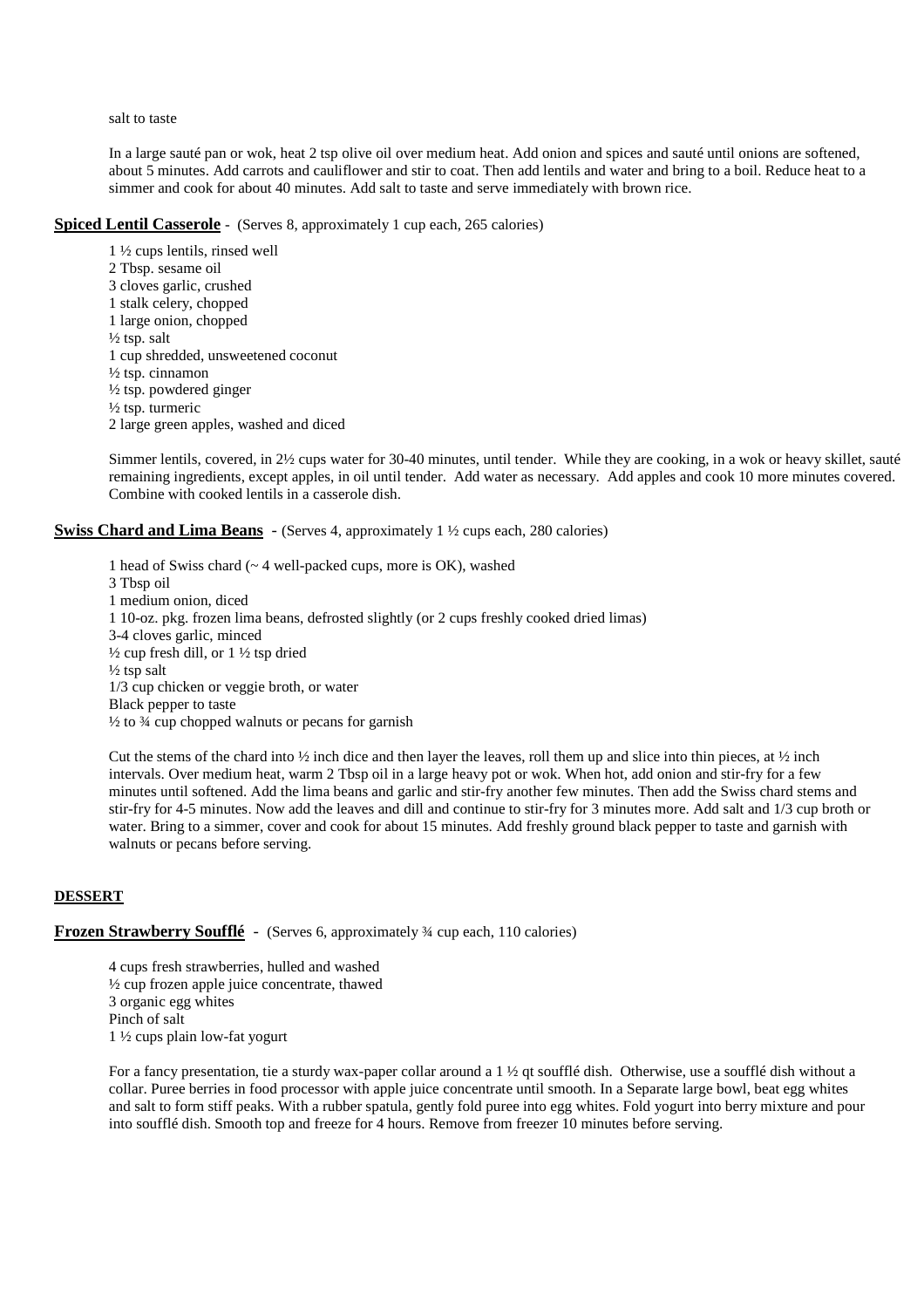salt to taste

In a large sauté pan or wok, heat 2 tsp olive oil over medium heat. Add onion and spices and sauté until onions are softened, about 5 minutes. Add carrots and cauliflower and stir to coat. Then add lentils and water and bring to a boil. Reduce heat to a simmer and cook for about 40 minutes. Add salt to taste and serve immediately with brown rice.

**Spiced Lentil Casserole** - (Serves 8, approximately 1 cup each, 265 calories)

1 ½ cups lentils, rinsed well  
2 Tbsp. sesame oil  
3 cloves garlic, crushed  
1 stalk celery, chopped  
1 large onion, chopped  
½ tsp. salt  
1 cup shredded, unsweetened coconut  
½ tsp. cinnamon  
½ tsp. powdered ginger  
½ tsp. turmeric  
2 large green apples, washed and diced

Simmer lentils, covered, in 2½ cups water for 30-40 minutes, until tender. While they are cooking, in a wok or heavy skillet, sauté remaining ingredients, except apples, in oil until tender. Add water as necessary. Add apples and cook 10 more minutes covered. Combine with cooked lentils in a casserole dish.

**Swiss Chard and Lima Beans** - (Serves 4, approximately 1 ½ cups each, 280 calories)

1 head of Swiss chard (~ 4 well-packed cups, more is OK), washed  
3 Tbsp oil  
1 medium onion, diced  
1 10-oz. pkg. frozen lima beans, defrosted slightly (or 2 cups freshly cooked dried limas)  
3-4 cloves garlic, minced  
½ cup fresh dill, or 1 ½ tsp dried  
½ tsp salt  
1/3 cup chicken or veggie broth, or water  
Black pepper to taste  
½ to ¾ cup chopped walnuts or pecans for garnish

Cut the stems of the chard into ½ inch dice and then layer the leaves, roll them up and slice into thin pieces, at ½ inch intervals. Over medium heat, warm 2 Tbsp oil in a large heavy pot or wok. When hot, add onion and stir-fry for a few minutes until softened. Add the lima beans and garlic and stir-fry another few minutes. Then add the Swiss chard stems and stir-fry for 4-5 minutes. Now add the leaves and dill and continue to stir-fry for 3 minutes more. Add salt and 1/3 cup broth or water. Bring to a simmer, cover and cook for about 15 minutes. Add freshly ground black pepper to taste and garnish with walnuts or pecans before serving.

## DESSERT

**Frozen Strawberry Soufflé** - (Serves 6, approximately ¾ cup each, 110 calories)

4 cups fresh strawberries, hulled and washed  
½ cup frozen apple juice concentrate, thawed  
3 organic egg whites  
Pinch of salt  
1 ½ cups plain low-fat yogurt

For a fancy presentation, tie a sturdy wax-paper collar around a 1 ½ qt soufflé dish. Otherwise, use a soufflé dish without a collar. Puree berries in food processor with apple juice concentrate until smooth. In a Separate large bowl, beat egg whites and salt to form stiff peaks. With a rubber spatula, gently fold puree into egg whites. Fold yogurt into berry mixture and pour into soufflé dish. Smooth top and freeze for 4 hours. Remove from freezer 10 minutes before serving.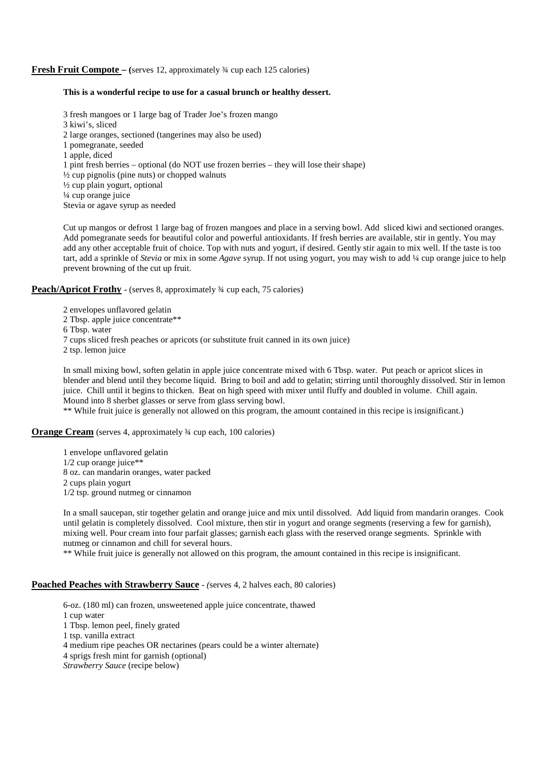**<u>Fresh Fruit Compote</u> – (**serves 12, approximately ¾ cup each 125 calories)

**This is a wonderful recipe to use for a casual brunch or healthy dessert.**

3 fresh mangoes or 1 large bag of Trader Joe's frozen mango
3 kiwi's, sliced
2 large oranges, sectioned (tangerines may also be used)
1 pomegranate, seeded
1 apple, diced
1 pint fresh berries – optional (do NOT use frozen berries – they will lose their shape)
½ cup pignolis (pine nuts) or chopped walnuts
½ cup plain yogurt, optional
¼ cup orange juice
Stevia or agave syrup as needed

Cut up mangos or defrost 1 large bag of frozen mangoes and place in a serving bowl. Add sliced kiwi and sectioned oranges. Add pomegranate seeds for beautiful color and powerful antioxidants. If fresh berries are available, stir in gently. You may add any other acceptable fruit of choice. Top with nuts and yogurt, if desired. Gently stir again to mix well. If the taste is too tart, add a sprinkle of *Stevia* or mix in some *Agave* syrup. If not using yogurt, you may wish to add ¼ cup orange juice to help prevent browning of the cut up fruit.

**<u>Peach/Apricot Frothy</u>** - (serves 8, approximately ¾ cup each, 75 calories)

2 envelopes unflavored gelatin
2 Tbsp. apple juice concentrate**
6 Tbsp. water
7 cups sliced fresh peaches or apricots (or substitute fruit canned in its own juice)
2 tsp. lemon juice

In small mixing bowl, soften gelatin in apple juice concentrate mixed with 6 Tbsp. water. Put peach or apricot slices in blender and blend until they become liquid. Bring to boil and add to gelatin; stirring until thoroughly dissolved. Stir in lemon juice. Chill until it begins to thicken. Beat on high speed with mixer until fluffy and doubled in volume. Chill again. Mound into 8 sherbet glasses or serve from glass serving bowl.
** While fruit juice is generally not allowed on this program, the amount contained in this recipe is insignificant.)

**<u>Orange Cream</u>** (serves 4, approximately ¾ cup each, 100 calories)

1 envelope unflavored gelatin
1/2 cup orange juice**
8 oz. can mandarin oranges, water packed
2 cups plain yogurt
1/2 tsp. ground nutmeg or cinnamon

In a small saucepan, stir together gelatin and orange juice and mix until dissolved. Add liquid from mandarin oranges. Cook until gelatin is completely dissolved. Cool mixture, then stir in yogurt and orange segments (reserving a few for garnish), mixing well. Pour cream into four parfait glasses; garnish each glass with the reserved orange segments. Sprinkle with nutmeg or cinnamon and chill for several hours.
** While fruit juice is generally not allowed on this program, the amount contained in this recipe is insignificant.

**<u>Poached Peaches with Strawberry Sauce</u>** - *(*serves 4, 2 halves each, 80 calories)

6-oz. (180 ml) can frozen, unsweetened apple juice concentrate, thawed
1 cup water
1 Tbsp. lemon peel, finely grated
1 tsp. vanilla extract
4 medium ripe peaches OR nectarines (pears could be a winter alternate)
4 sprigs fresh mint for garnish (optional)
*Strawberry Sauce* (recipe below)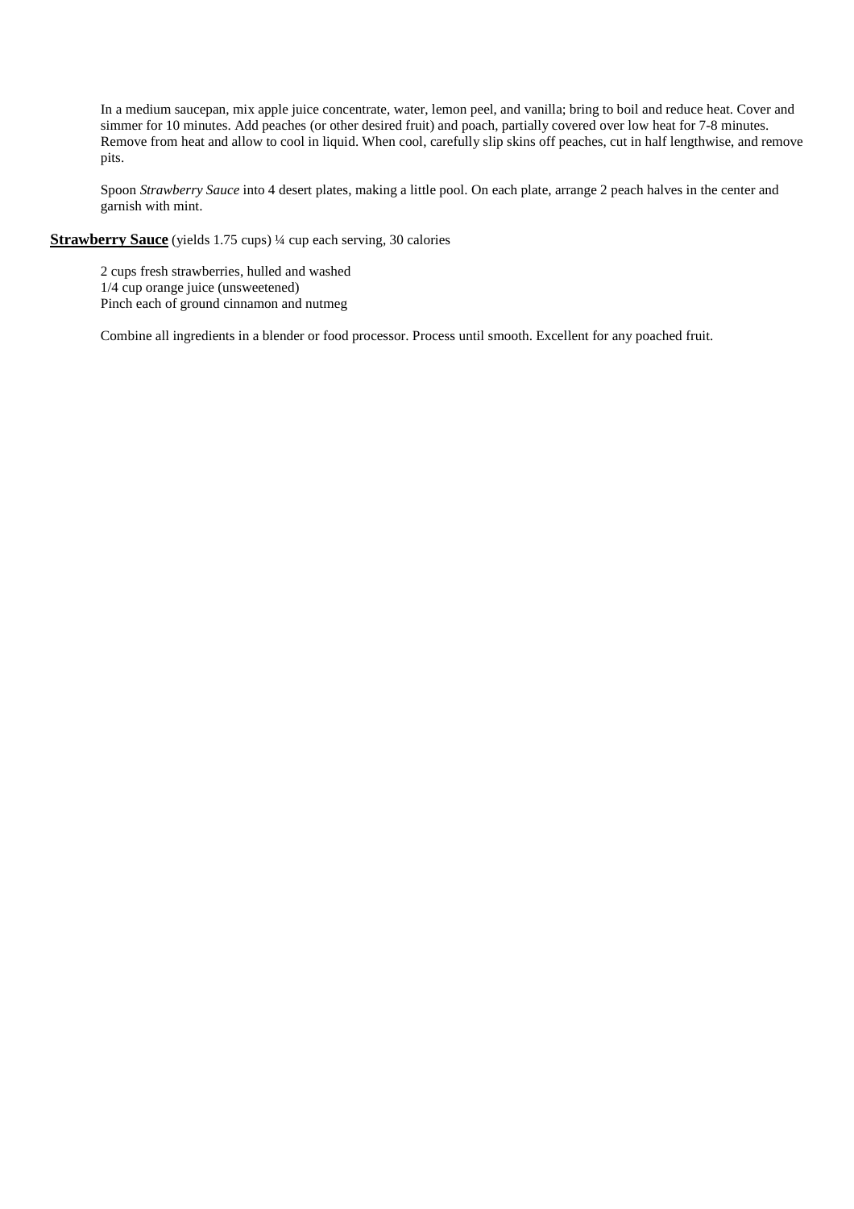In a medium saucepan, mix apple juice concentrate, water, lemon peel, and vanilla; bring to boil and reduce heat. Cover and simmer for 10 minutes. Add peaches (or other desired fruit) and poach, partially covered over low heat for 7-8 minutes. Remove from heat and allow to cool in liquid. When cool, carefully slip skins off peaches, cut in half lengthwise, and remove pits.

Spoon *Strawberry Sauce* into 4 desert plates, making a little pool. On each plate, arrange 2 peach halves in the center and garnish with mint.

**Strawberry Sauce** (yields 1.75 cups) ¼ cup each serving, 30 calories

2 cups fresh strawberries, hulled and washed
1/4 cup orange juice (unsweetened)
Pinch each of ground cinnamon and nutmeg

Combine all ingredients in a blender or food processor. Process until smooth. Excellent for any poached fruit.